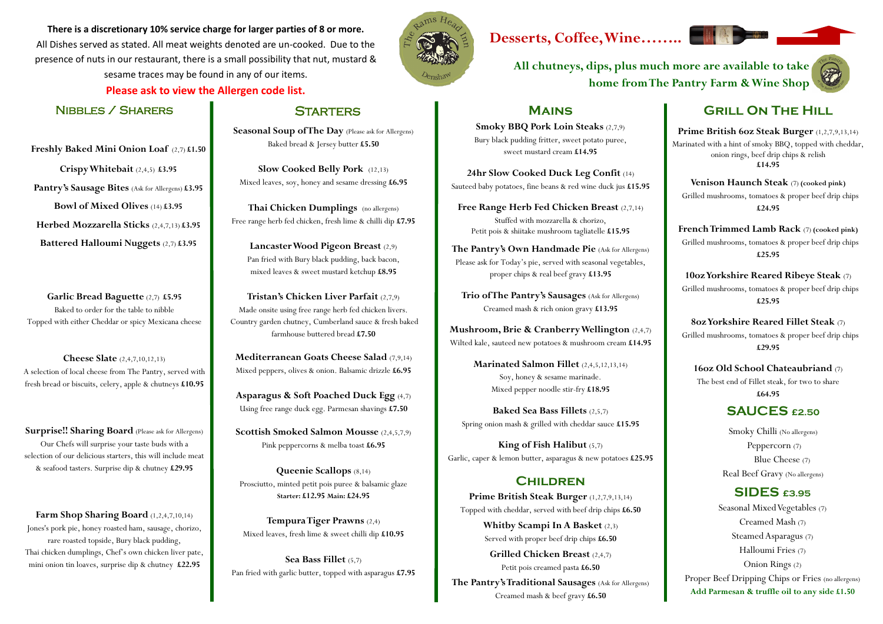**There is a discretionary 10% service charge for larger parties of 8 or more.**
All Dishes served as stated. All meat weights denoted are un-cooked. Due to the presence of nuts in our restaurant, there is a small possibility that nut, mustard & sesame traces may be found in any of our items.

**Please ask to view the Allergen code list.**

## Nibbles / Sharers

**Freshly Baked Mini Onion Loaf** (2,7) **£1.50**

**Crispy Whitebait** (2,4,5) **£3.95**

**Pantry's Sausage Bites** (Ask for Allergens) **£3.95**

**Bowl of Mixed Olives** (14) **£3.95**

**Herbed Mozzarella Sticks** (2,4,7,13) **£3.95**

**Battered Halloumi Nuggets** (2,7) **£3.95**

**Garlic Bread Baguette** (2,7) **£5.95**
Baked to order for the table to nibble
Topped with either Cheddar or spicy Mexicana cheese

**Cheese Slate** (2,4,7,10,12,13)
A selection of local cheese from The Pantry, served with fresh bread or biscuits, celery, apple & chutneys **£10.95**

**Surprise!! Sharing Board** (Please ask for Allergens)
Our Chefs will surprise your taste buds with a selection of our delicious starters, this will include meat & seafood tasters. Surprise dip & chutney **£29.95**

**Farm Shop Sharing Board** (1,2,4,7,10,14)
Jones's pork pie, honey roasted ham, sausage, chorizo, rare roasted topside, Bury black pudding, Thai chicken dumplings, Chef's own chicken liver pate, mini onion tin loaves, surprise dip & chutney **£22.95**

## Starters

**Seasonal Soup of The Day** (Please ask for Allergens)
Baked bread & Jersey butter **£5.50**

**Slow Cooked Belly Pork** (12,13)
Mixed leaves, soy, honey and sesame dressing **£6.95**

**Thai Chicken Dumplings** (no allergens)
Free range herb fed chicken, fresh lime & chilli dip **£7.95**

**Lancaster Wood Pigeon Breast** (2,9)
Pan fried with Bury black pudding, back bacon, mixed leaves & sweet mustard ketchup **£8.95**

**Tristan's Chicken Liver Parfait** (2,7,9)
Made onsite using free range herb fed chicken livers. Country garden chutney, Cumberland sauce & fresh baked farmhouse buttered bread **£7.50**

**Mediterranean Goats Cheese Salad** (7,9,14)
Mixed peppers, olives & onion. Balsamic drizzle **£6.95**

**Asparagus & Soft Poached Duck Egg** (4,7)
Using free range duck egg. Parmesan shavings **£7.50**

**Scottish Smoked Salmon Mousse** (2,4,5,7,9)
Pink peppercorns & melba toast **£6.95**

**Queenie Scallops** (8,14)
Prosciutto, minted petit pois puree & balsamic glaze
**Starter: £12.95 Main: £24.95**

**Tempura Tiger Prawns** (2,4)
Mixed leaves, fresh lime & sweet chilli dip **£10.95**

**Sea Bass Fillet** (5,7)
Pan fried with garlic butter, topped with asparagus **£7.95**

## Desserts, Coffee, Wine……..

**All chutneys, dips, plus much more are available to take home from The Pantry Farm & Wine Shop**

## Mains

**Smoky BBQ Pork Loin Steaks** (2,7,9)
Bury black pudding fritter, sweet potato puree, sweet mustard cream **£14.95**

**24hr Slow Cooked Duck Leg Confit** (14)
Sauteed baby potatoes, fine beans & red wine duck jus **£15.95**

**Free Range Herb Fed Chicken Breast** (2,7,14)
Stuffed with mozzarella & chorizo, Petit pois & shiitake mushroom tagliatelle **£15.95**

**The Pantry's Own Handmade Pie** (Ask for Allergens)
Please ask for Today's pie, served with seasonal vegetables, proper chips & real beef gravy **£13.95**

**Trio of The Pantry's Sausages** (Ask for Allergens)
Creamed mash & rich onion gravy **£13.95**

**Mushroom, Brie & Cranberry Wellington** (2,4,7)
Wilted kale, sauteed new potatoes & mushroom cream **£14.95**

**Marinated Salmon Fillet** (2,4,5,12,13,14)
Soy, honey & sesame marinade. Mixed pepper noodle stir-fry **£18.95**

**Baked Sea Bass Fillets** (2,5,7)
Spring onion mash & grilled with cheddar sauce **£15.95**

**King of Fish Halibut** (5,7)
Garlic, caper & lemon butter, asparagus & new potatoes **£25.95**

## Children

**Prime British Steak Burger** (1,2,7,9,13,14)
Topped with cheddar, served with beef drip chips **£6.50**

**Whitby Scampi In A Basket** (2,3)
Served with proper beef drip chips **£6.50**

**Grilled Chicken Breast** (2,4,7)
Petit pois creamed pasta **£6.50**

**The Pantry's Traditional Sausages** (Ask for Allergens)
Creamed mash & beef gravy **£6.50**

## Grill On The Hill

**Prime British 6oz Steak Burger** (1,2,7,9,13,14)
Marinated with a hint of smoky BBQ, topped with cheddar, onion rings, beef drip chips & relish
**£14.95**

**Venison Haunch Steak** (7) **(cooked pink)**
Grilled mushrooms, tomatoes & proper beef drip chips
**£24.95**

**French Trimmed Lamb Rack** (7) **(cooked pink)**
Grilled mushrooms, tomatoes & proper beef drip chips
**£25.95**

**10oz Yorkshire Reared Ribeye Steak** (7)
Grilled mushrooms, tomatoes & proper beef drip chips
**£25.95**

**8oz Yorkshire Reared Fillet Steak** (7)
Grilled mushrooms, tomatoes & proper beef drip chips
**£29.95**

**16oz Old School Chateaubriand** (7)
The best end of Fillet steak, for two to share
**£64.95**

## SAUCES £2.50

Smoky Chilli (No allergens)
Peppercorn (7)
Blue Cheese (7)
Real Beef Gravy (No allergens)

## SIDES £3.95

Seasonal Mixed Vegetables (7)
Creamed Mash (7)
Steamed Asparagus (7)
Halloumi Fries (7)
Onion Rings (2)
Proper Beef Dripping Chips or Fries (no allergens)
**Add Parmesan & truffle oil to any side £1.50**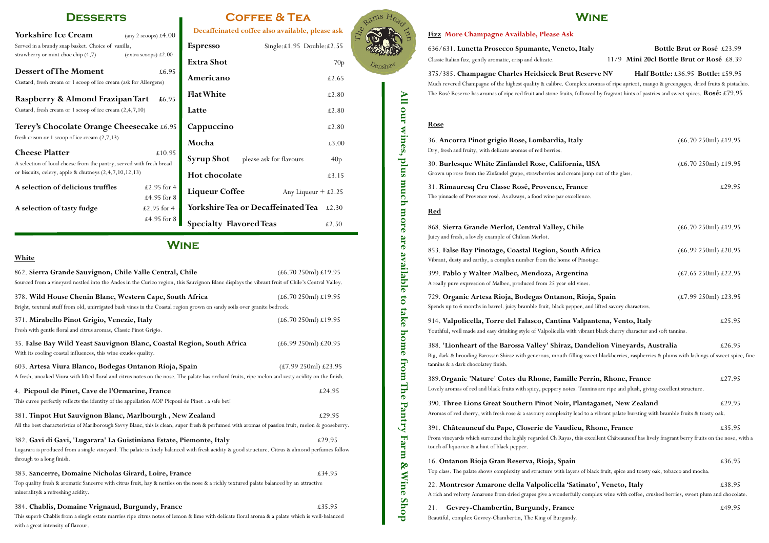## Desserts

**Yorkshire Ice Cream** (any 2 scoops) £4.00
Served in a brandy snap basket. Choice of vanilla, strawberry or mint choc chip (4,7) (extra scoops) £2.00

**Dessert of The Moment** £6.95
Custard, fresh cream or 1 scoop of ice cream (ask for Allergens)

**Raspberry & Almond Frazipan Tart** £6.95
Custard, fresh cream or 1 scoop of ice cream (2,4,7,10)

**Terry's Chocolate Orange Cheesecake** £6.95
fresh cream or 1 scoop of ice cream (2,7,13)

**Cheese Platter** £10.95
A selection of local cheese from the pantry, served with fresh bread or biscuits, celery, apple & chutneys (2,4,7,10,12,13)

**A selection of delicious truffles** £2.95 for 4 / £4.95 for 8

**A selection of tasty fudge** £2.95 for 4 / £4.95 for 8

## Coffee & Tea

Decaffeinated coffee also available, please ask

| | |
|---|---|
| Espresso | Single: £1.95 Double: £2.55 |
| Extra Shot | 70p |
| Americano | £2.65 |
| Flat White | £2.80 |
| Latte | £2.80 |
| Cappuccino | £2.80 |
| Mocha | £3.00 |
| Syrup Shot — please ask for flavours | 40p |
| Hot chocolate | £3.15 |
| Liqueur Coffee — Any Liqueur + £2.25 | |
| Yorkshire Tea or Decaffeinated Tea | £2.30 |
| Specialty Flavored Teas | £2.50 |

The Rams Head Inn Denshaw

## Wine

### White

862. **Sierra Grande Sauvignon, Chile Valle Central, Chile** (£6.70 250ml) £19.95
Sourced from a vineyard nestled into the Andes in the Curico region, this Sauvignon Blanc displays the vibrant fruit of Chile's Central Valley.

378. **Wild House Chenin Blanc, Western Cape, South Africa** (£6.70 250ml) £19.95
Bright, textural stuff from old, unirrigated bush vines in the Coastal region grown on sandy soils over granite bedrock.

371. **Mirabello Pinot Grigio, Venezie, Italy** (£6.70 250ml) £19.95
Fresh with gentle floral and citrus aromas, Classic Pinot Grigio.

35. **False Bay Wild Yeast Sauvignon Blanc, Coastal Region, South Africa** (£6.99 250ml) £20.95
With its cooling coastal influences, this wine exudes quality.

603. **Artesa Viura Blanco, Bodegas Ontanon Rioja, Spain** (£7.99 250ml) £23.95
A fresh, unoaked Viura with lifted floral and citrus notes on the nose. The palate has orchard fruits, ripe melon and zesty acidity on the finish.

4. **Picpoul de Pinet, Cave de l'Ormarine, France** £24.95
This cuvee perfectly reflects the identity of the appellation AOP Picpoul de Pinet : a safe bet!

381. **Tinpot Hut Sauvignon Blanc, Marlbourgh , New Zealand** £29.95
All the best characteristics of Marlborough Savvy Blanc, this is clean, super fresh & perfumed with aromas of passion fruit, melon & gooseberry.

382. **Gavi di Gavi, 'Lugarara' La Guistiniana Estate, Piemonte, Italy** £29.95
Lugarara is produced from a single vineyard. The palate is finely balanced with fresh acidity & good structure. Citrus & almond perfumes follow through to a long finish.

383. **Sancerre, Domaine Nicholas Girard, Loire, France** £34.95
Top quality fresh & aromatic Sancerre with citrus fruit, hay & nettles on the nose & a richly textured palate balanced by an attractive minerality& a refreshing acidity.

384. **Chablis, Domaine Vrignaud, Burgundy, France** £35.95
This superb Chablis from a single estate marries ripe citrus notes of lemon & lime with delicate floral aroma & a palate which is well-balanced with a great intensity of flavour.

**All our wines, plus much more are available to take home from The Pantry Farm & Wine Shop**

## Wine

### Fizz — More Champagne Available, Please Ask

636/631. **Lunetta Prosecco Spumante, Veneto, Italy** — **Bottle Brut or Rosé** £23.99
Classic Italian fizz, gently aromatic, crisp and delicate. — 11/9 **Mini 20cl Bottle Brut or Rosé** £8.39

375/385. **Champagne Charles Heidsieck Brut Reserve NV** — **Half Bottle:** £36.95 **Bottle:** £59.95
Much revered Champagne of the highest quality & calibre. Complex aromas of ripe apricot, mango & greengages, dried fruits & pistachio. The Rosé Reserve has aromas of ripe red fruit and stone fruits, followed by fragrant hints of pastries and sweet spices. **Rosé:** £79.95

### Rose

36. **Ancorra Pinot grigio Rose, Lombardia, Italy** (£6.70 250ml) £19.95
Dry, fresh and fruity, with delicate aromas of red berries.

30. **Burlesque White Zinfandel Rose, California, USA** (£6.70 250ml) £19.95
Grown up rose from the Zinfandel grape, strawberries and cream jump out of the glass.

31. **Rimauresq Cru Classe Rosé, Provence, France** £29.95
The pinnacle of Provence rosé. As always, a food wine par excellence.

### Red

868. **Sierra Grande Merlot, Central Valley, Chile** (£6.70 250ml) £19.95
Juicy and fresh, a lovely example of Chilean Merlot.

853. **False Bay Pinotage, Coastal Region, South Africa** (£6.99 250ml) £20.95
Vibrant, dusty and earthy, a complex number from the home of Pinotage.

399. **Pablo y Walter Malbec, Mendoza, Argentina** (£7.65 250ml) £22.95
A really pure expression of Malbec, produced from 25 year old vines.

729. **Organic Artesa Rioja, Bodegas Ontanon, Rioja, Spain** (£7.99 250ml) £23.95
Spends up to 6 months in barrel. juicy bramble fruit, black pepper, and lifted savory characters.

914. **Valpolicella, Torre del Falasco, Cantina Valpantena, Vento, Italy** £25.95
Youthful, well made and easy drinking style of Valpolicella with vibrant black cherry character and soft tannins.

388. **'Lionheart of the Barossa Valley' Shiraz, Dandelion Vineyards, Australia** £26.95
Big, dark & brooding Barossan Shiraz with generous, mouth-filling sweet blackberries, raspberries & plums with lashings of sweet spice, fine tannins & a dark chocolatey finish.

389. **Organic 'Nature' Cotes du Rhone, Famille Perrin, Rhone, France** £27.95
Lovely aromas of red and black fruits with spicy, peppery notes. Tannins are ripe and plush, giving excellent structure.

390. **Three Lions Great Southern Pinot Noir, Plantaganet, New Zealand** £29.95
Aromas of red cherry, with fresh rose & a savoury complexity lead to a vibrant palate bursting with bramble fruits & toasty oak.

391. **Châteauneuf du Pape, Closerie de Vaudieu, Rhone, France** £35.95
From vineyards which surround the highly regarded Ch Rayas, this excellent Châteauneuf has lively fragrant berry fruits on the nose, with a touch of liquorice & a hint of black pepper.

16. **Ontanon Rioja Gran Reserva, Rioja, Spain** £36.95
Top class. The palate shows complexity and structure with layers of black fruit, spice and toasty oak, tobacco and mocha.

22. **Montresor Amarone della Valpolicella 'Satinato', Veneto, Italy** £38.95
A rich and velvety Amarone from dried grapes give a wonderfully complex wine with coffee, crushed berries, sweet plum and chocolate.

21. **Gevrey-Chambertin, Burgundy, France** £49.95
Beautiful, complex Gevrey-Chambertin, The King of Burgundy.